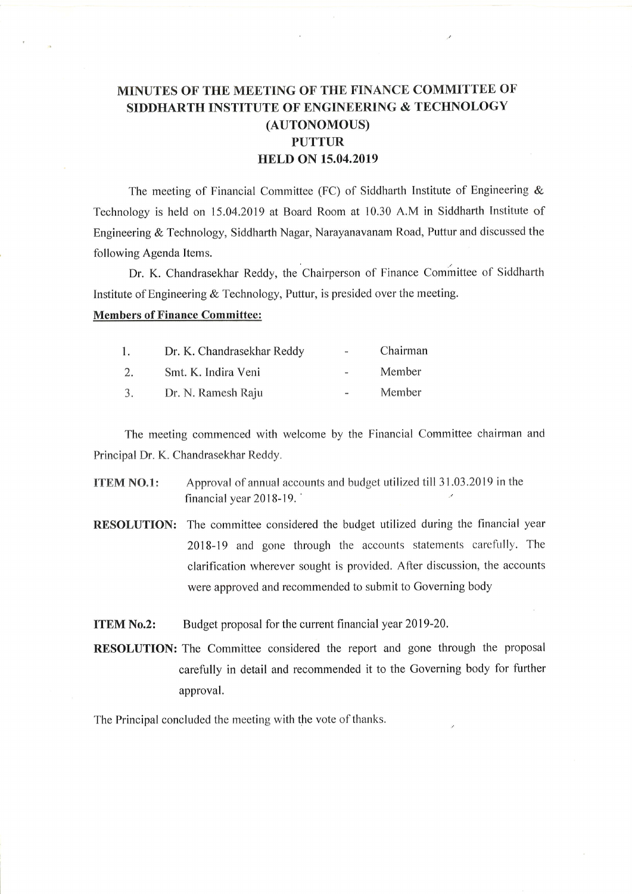# MINUTES OF THE MEETING OF THE FINANCE COMMITTEE OF SIDDHARTH INSTITUTE OF ENGINEERING & TECHNOLOGY (AUTONOMOUS) PUTTUR HELD ON 15.04.2019

The meeting of Financial Committee (FC) of Siddharth Institute of Engineering & Technology is held on 15.04.2019 at Board Room at 10.30 A.M in Siddharth Institute of Engineering & Technology, Siddharth Nagar, Narayanavanam Road, Puttur and discussed the following Agenda Items.

Dr. K. Chandrasekhar Reddy, the Chairperson of Finance Committee of Siddharth Institute of Engineering & Technology, Puttur, is presided over the meeting.

**Members of Finance Committee:**

| | | | |
|---|---|---|---|
| 1. | Dr. K. Chandrasekhar Reddy | - | Chairman |
| 2. | Smt. K. Indira Veni | - | Member |
| 3. | Dr. N. Ramesh Raju | - | Member |

The meeting commenced with welcome by the Financial Committee chairman and Principal Dr. K. Chandrasekhar Reddy.

**ITEM NO.1:** Approval of annual accounts and budget utilized till 31.03.2019 in the financial year 2018-19.

**RESOLUTION:** The committee considered the budget utilized during the financial year 2018-19 and gone through the accounts statements carefully. The clarification wherever sought is provided. After discussion, the accounts were approved and recommended to submit to Governing body

**ITEM No.2:** Budget proposal for the current financial year 2019-20.

**RESOLUTION:** The Committee considered the report and gone through the proposal carefully in detail and recommended it to the Governing body for further approval.

The Principal concluded the meeting with the vote of thanks.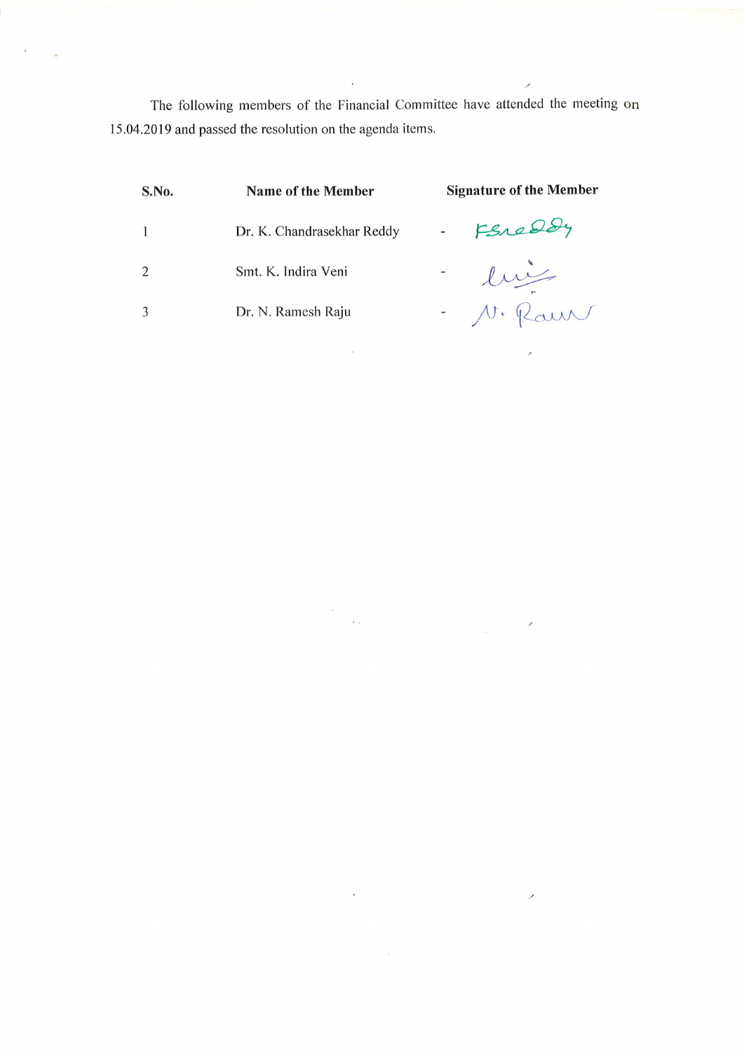The following members of the Financial Committee have attended the meeting on 15.04.2019 and passed the resolution on the agenda items.

| S.No. | Name of the Member | | Signature of the Member |
| --- | --- | --- | --- |
| 1 | Dr. K. Chandrasekhar Reddy | - | KSReddy |
| 2 | Smt. K. Indira Veni | - | (signed) |
| 3 | Dr. N. Ramesh Raju | - | N. Ram |